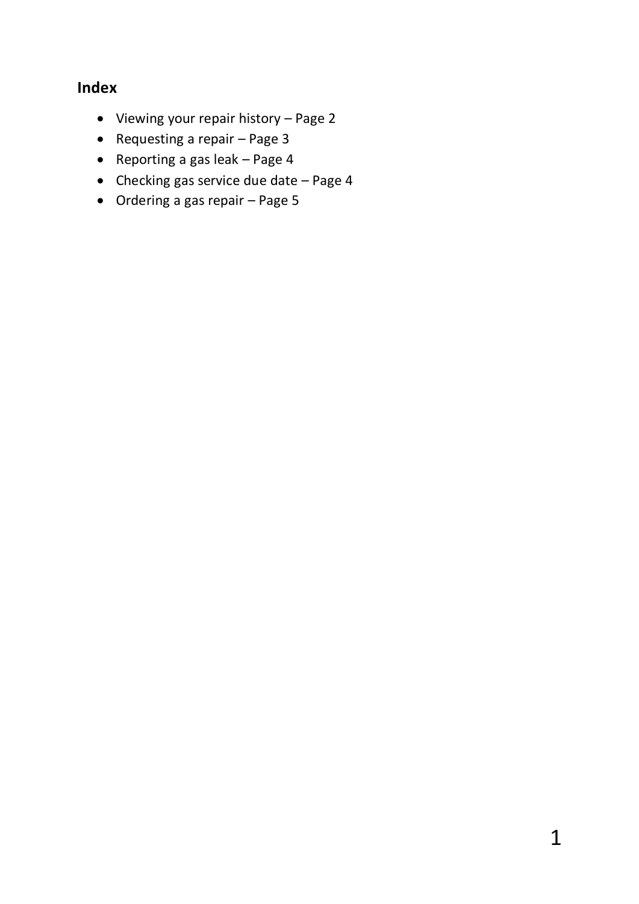## Index

- Viewing your repair history – Page 2
- Requesting a repair – Page 3
- Reporting a gas leak – Page 4
- Checking gas service due date – Page 4
- Ordering a gas repair – Page 5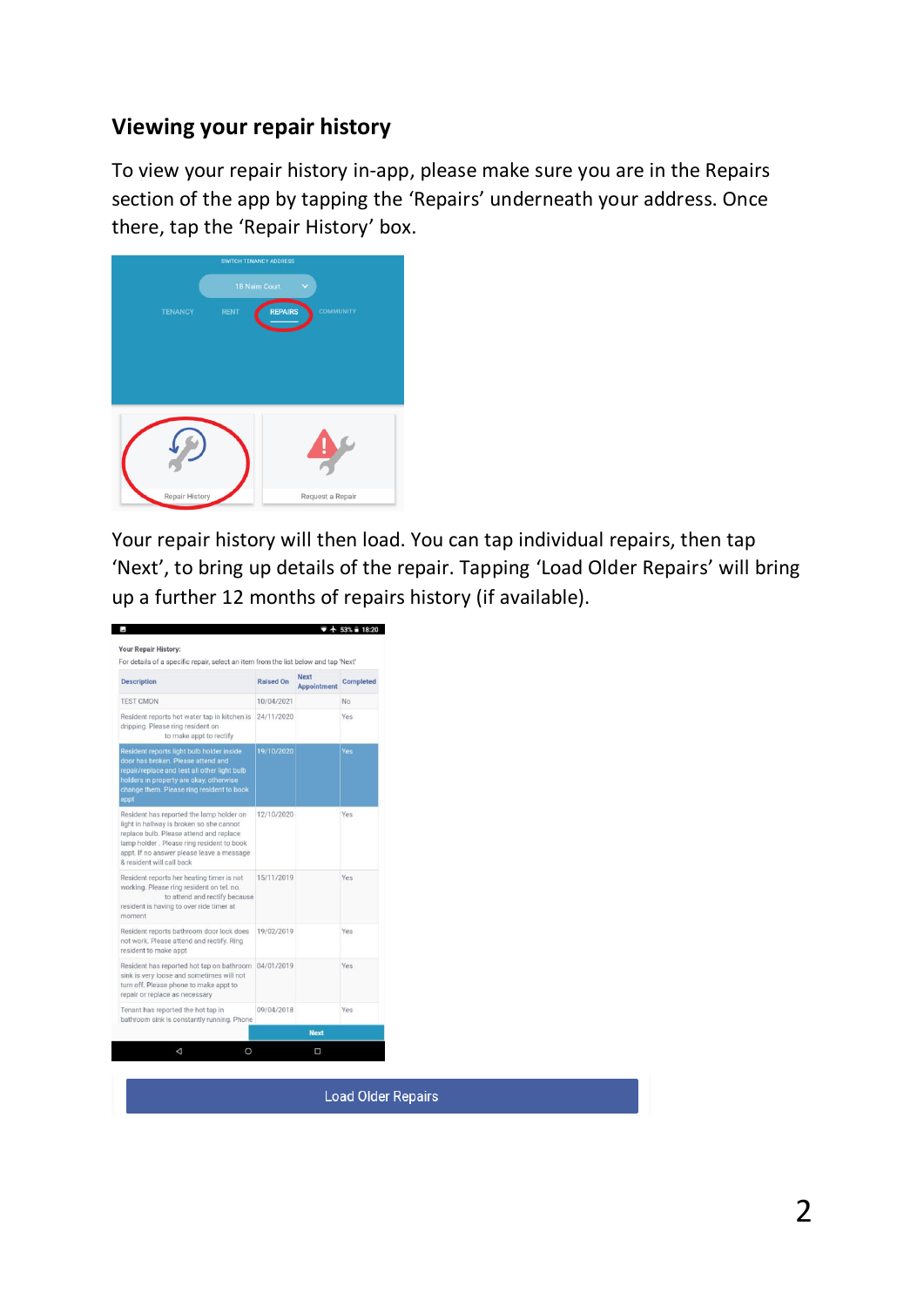## Viewing your repair history

To view your repair history in-app, please make sure you are in the Repairs section of the app by tapping the 'Repairs' underneath your address. Once there, tap the 'Repair History' box.

Your repair history will then load. You can tap individual repairs, then tap 'Next', to bring up details of the repair. Tapping 'Load Older Repairs' will bring up a further 12 months of repairs history (if available).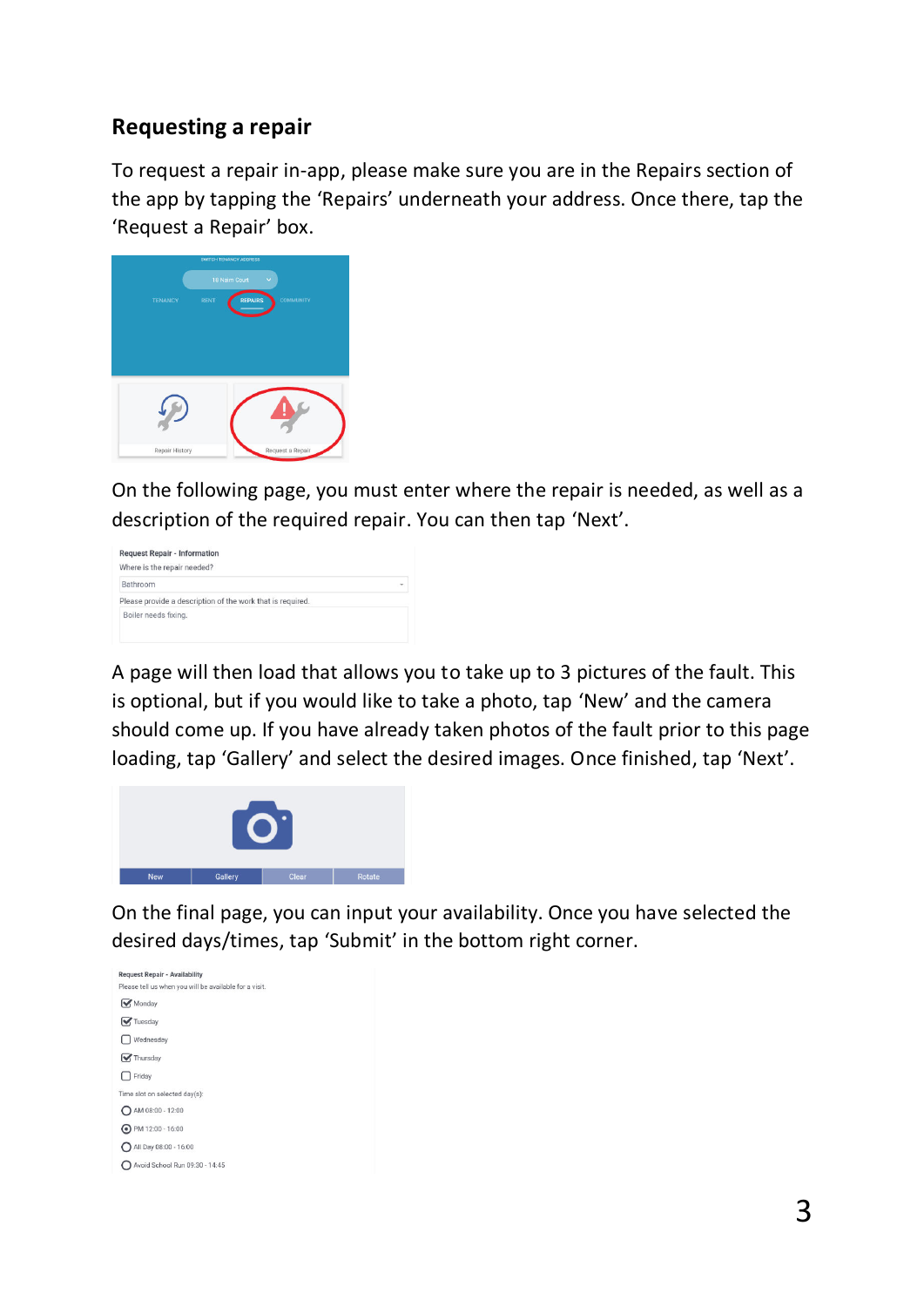## Requesting a repair

To request a repair in-app, please make sure you are in the Repairs section of the app by tapping the 'Repairs' underneath your address. Once there, tap the 'Request a Repair' box.

On the following page, you must enter where the repair is needed, as well as a description of the required repair. You can then tap 'Next'.

A page will then load that allows you to take up to 3 pictures of the fault. This is optional, but if you would like to take a photo, tap 'New' and the camera should come up. If you have already taken photos of the fault prior to this page loading, tap 'Gallery' and select the desired images. Once finished, tap 'Next'.

On the final page, you can input your availability. Once you have selected the desired days/times, tap 'Submit' in the bottom right corner.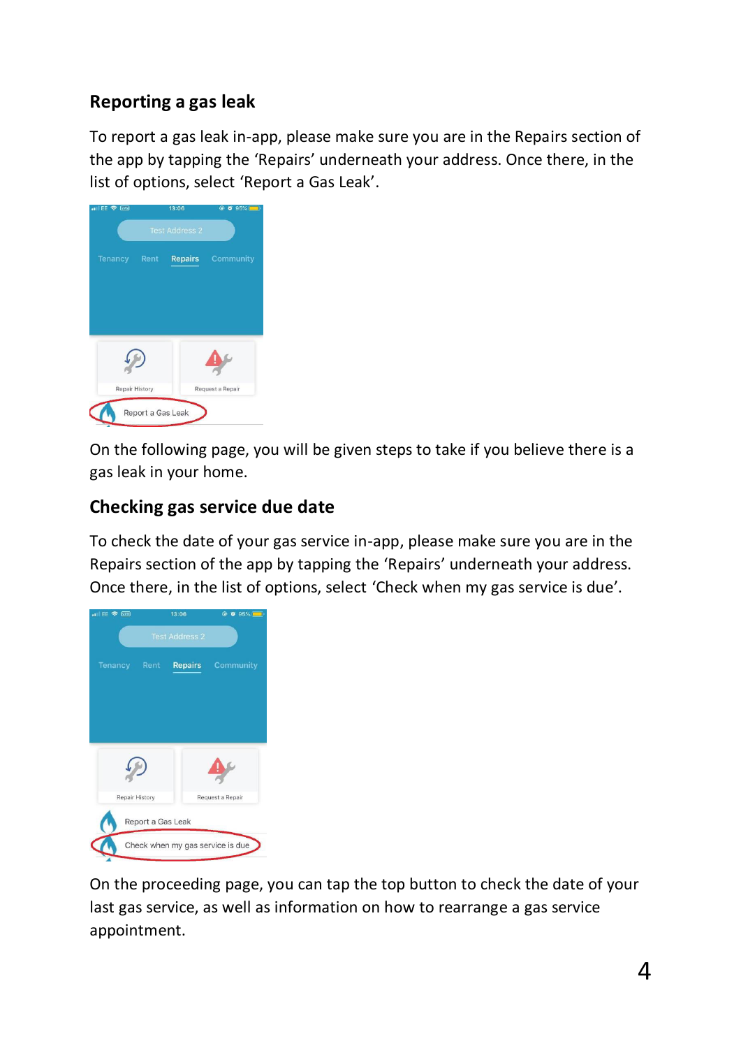## Reporting a gas leak

To report a gas leak in-app, please make sure you are in the Repairs section of the app by tapping the 'Repairs' underneath your address. Once there, in the list of options, select 'Report a Gas Leak'.

On the following page, you will be given steps to take if you believe there is a gas leak in your home.

## Checking gas service due date

To check the date of your gas service in-app, please make sure you are in the Repairs section of the app by tapping the 'Repairs' underneath your address. Once there, in the list of options, select 'Check when my gas service is due'.

On the proceeding page, you can tap the top button to check the date of your last gas service, as well as information on how to rearrange a gas service appointment.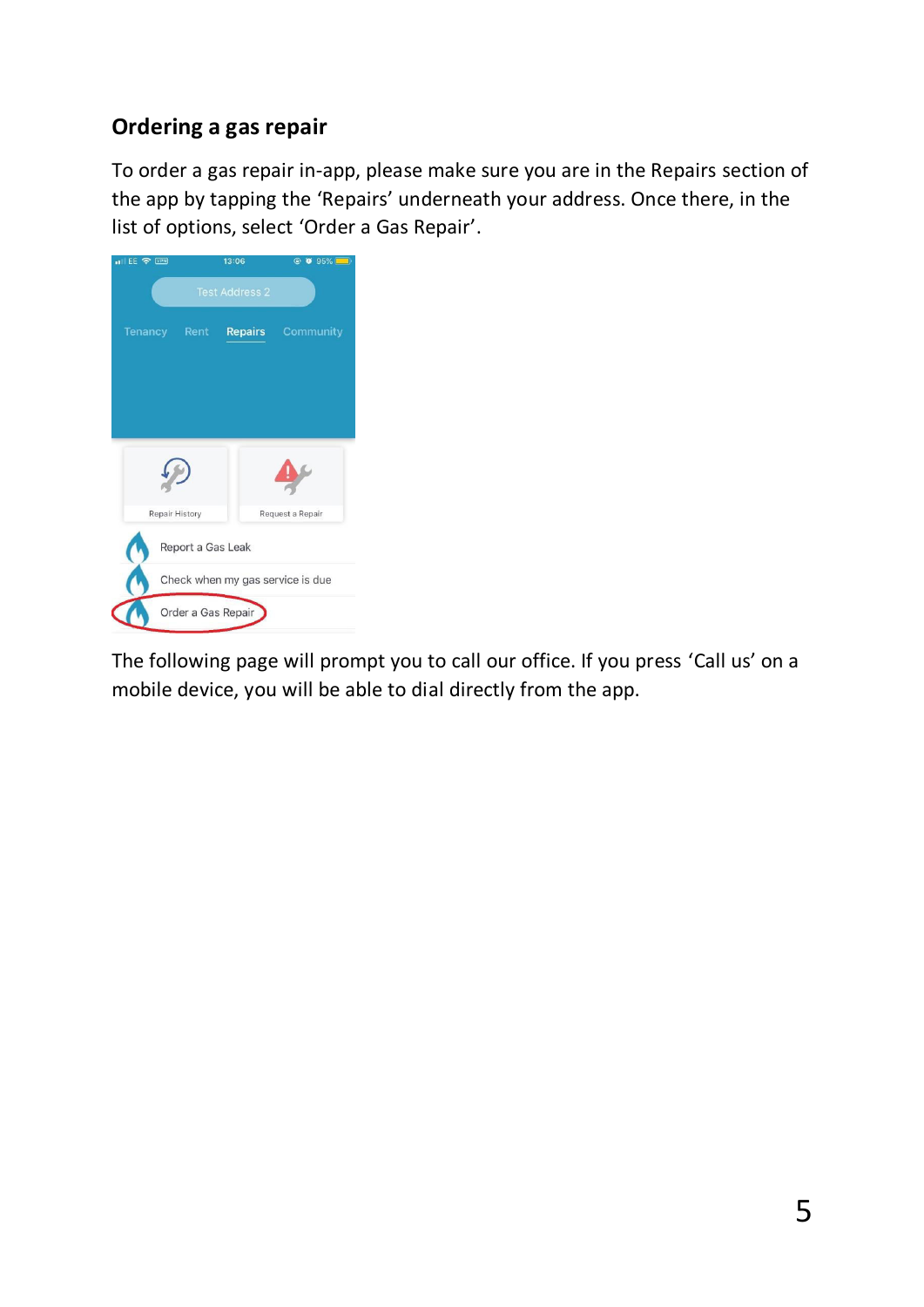## Ordering a gas repair

To order a gas repair in-app, please make sure you are in the Repairs section of the app by tapping the 'Repairs' underneath your address. Once there, in the list of options, select 'Order a Gas Repair'.

The following page will prompt you to call our office. If you press 'Call us' on a mobile device, you will be able to dial directly from the app.